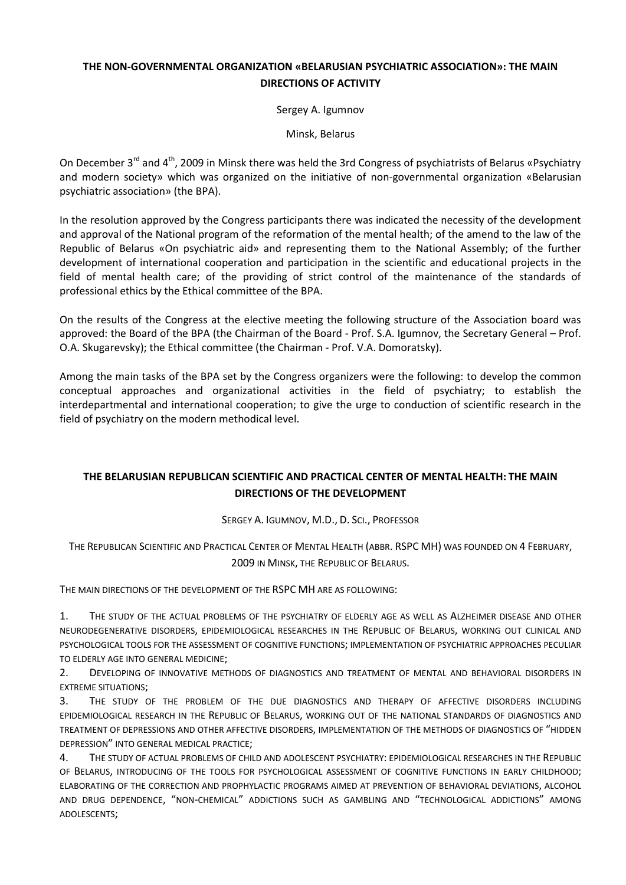## THE NON-GOVERNMENTAL ORGANIZATION «BELARUSIAN PSYCHIATRIC ASSOCIATION»: THE MAIN DIRECTIONS OF ACTIVITY

Sergey A. Igumnov

Minsk, Belarus

On December 3[rd] and 4[th], 2009 in Minsk there was held the 3rd Congress of psychiatrists of Belarus «Psychiatry and modern society» which was organized on the initiative of non-governmental organization «Belarusian psychiatric association» (the BPA).

In the resolution approved by the Congress participants there was indicated the necessity of the development and approval of the National program of the reformation of the mental health; of the amend to the law of the Republic of Belarus «On psychiatric aid» and representing them to the National Assembly; of the further development of international cooperation and participation in the scientific and educational projects in the field of mental health care; of the providing of strict control of the maintenance of the standards of professional ethics by the Ethical committee of the BPA.

On the results of the Congress at the elective meeting the following structure of the Association board was approved: the Board of the BPA (the Chairman of the Board - Prof. S.A. Igumnov, the Secretary General – Prof. O.A. Skugarevsky); the Ethical committee (the Chairman - Prof. V.A. Domoratsky).

Among the main tasks of the BPA set by the Congress organizers were the following: to develop the common conceptual approaches and organizational activities in the field of psychiatry; to establish the interdepartmental and international cooperation; to give the urge to conduction of scientific research in the field of psychiatry on the modern methodical level.

## THE BELARUSIAN REPUBLICAN SCIENTIFIC AND PRACTICAL CENTER OF MENTAL HEALTH: THE MAIN DIRECTIONS OF THE DEVELOPMENT

SERGEY A. IGUMNOV, M.D., D. SCI., PROFESSOR

THE REPUBLICAN SCIENTIFIC AND PRACTICAL CENTER OF MENTAL HEALTH (ABBR. RSPC MH) WAS FOUNDED ON 4 FEBRUARY, 2009 IN MINSK, THE REPUBLIC OF BELARUS.

THE MAIN DIRECTIONS OF THE DEVELOPMENT OF THE RSPC MH ARE AS FOLLOWING:

1. THE STUDY OF THE ACTUAL PROBLEMS OF THE PSYCHIATRY OF ELDERLY AGE AS WELL AS ALZHEIMER DISEASE AND OTHER NEURODEGENERATIVE DISORDERS, EPIDEMIOLOGICAL RESEARCHES IN THE REPUBLIC OF BELARUS, WORKING OUT CLINICAL AND PSYCHOLOGICAL TOOLS FOR THE ASSESSMENT OF COGNITIVE FUNCTIONS; IMPLEMENTATION OF PSYCHIATRIC APPROACHES PECULIAR TO ELDERLY AGE INTO GENERAL MEDICINE;
2. DEVELOPING OF INNOVATIVE METHODS OF DIAGNOSTICS AND TREATMENT OF MENTAL AND BEHAVIORAL DISORDERS IN EXTREME SITUATIONS;
3. THE STUDY OF THE PROBLEM OF THE DUE DIAGNOSTICS AND THERAPY OF AFFECTIVE DISORDERS INCLUDING EPIDEMIOLOGICAL RESEARCH IN THE REPUBLIC OF BELARUS, WORKING OUT OF THE NATIONAL STANDARDS OF DIAGNOSTICS AND TREATMENT OF DEPRESSIONS AND OTHER AFFECTIVE DISORDERS, IMPLEMENTATION OF THE METHODS OF DIAGNOSTICS OF "HIDDEN DEPRESSION" INTO GENERAL MEDICAL PRACTICE;
4. THE STUDY OF ACTUAL PROBLEMS OF CHILD AND ADOLESCENT PSYCHIATRY: EPIDEMIOLOGICAL RESEARCHES IN THE REPUBLIC OF BELARUS, INTRODUCING OF THE TOOLS FOR PSYCHOLOGICAL ASSESSMENT OF COGNITIVE FUNCTIONS IN EARLY CHILDHOOD; ELABORATING OF THE CORRECTION AND PROPHYLACTIC PROGRAMS AIMED AT PREVENTION OF BEHAVIORAL DEVIATIONS, ALCOHOL AND DRUG DEPENDENCE, "NON-CHEMICAL" ADDICTIONS SUCH AS GAMBLING AND "TECHNOLOGICAL ADDICTIONS" AMONG ADOLESCENTS;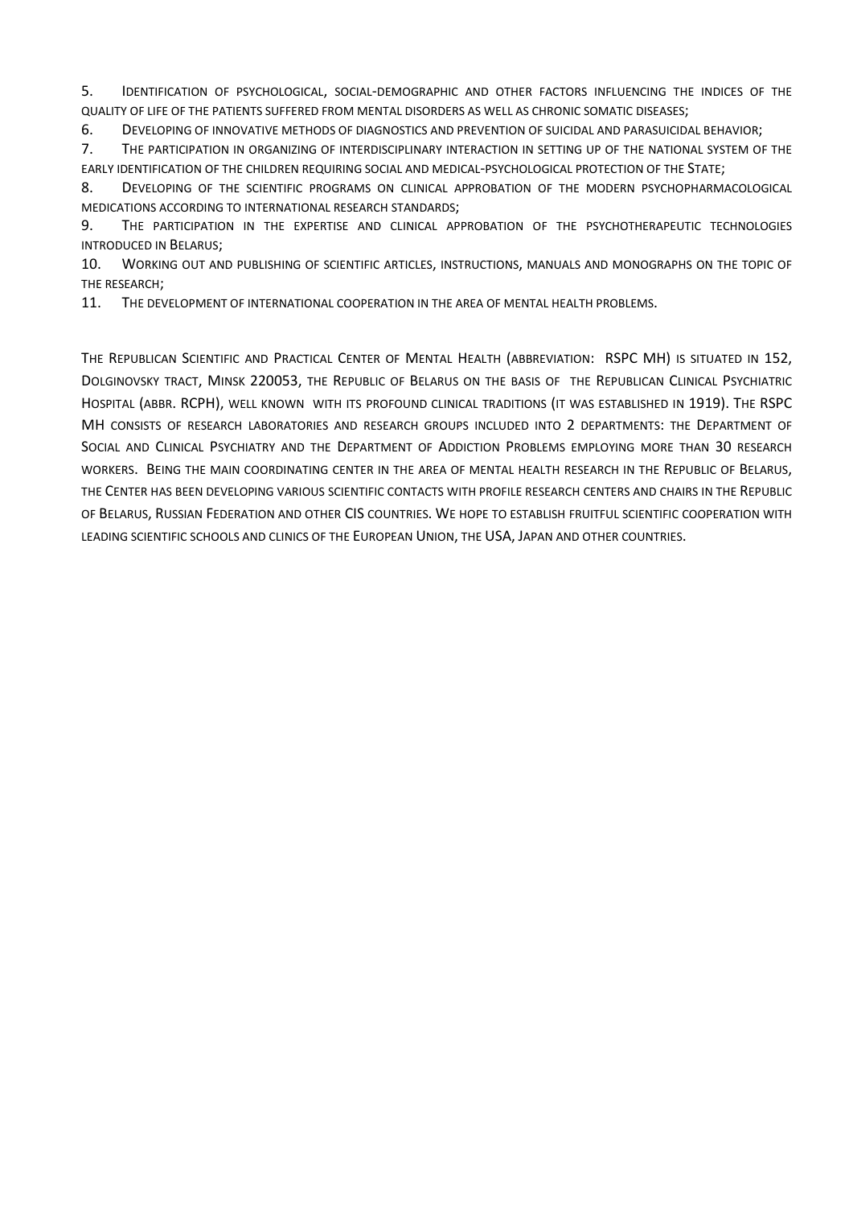5. Identification of psychological, social-demographic and other factors influencing the indices of the quality of life of the patients suffered from mental disorders as well as chronic somatic diseases;
6. Developing of innovative methods of diagnostics and prevention of suicidal and parasuicidal behavior;
7. The participation in organizing of interdisciplinary interaction in setting up of the national system of the early identification of the children requiring social and medical-psychological protection of the State;
8. Developing of the scientific programs on clinical approbation of the modern psychopharmacological medications according to international research standards;
9. The participation in the expertise and clinical approbation of the psychotherapeutic technologies introduced in Belarus;
10. Working out and publishing of scientific articles, instructions, manuals and monographs on the topic of the research;
11. The development of international cooperation in the area of mental health problems.

The Republican Scientific and Practical Center of Mental Health (abbreviation: RSPC MH) is situated in 152, Dolginovsky tract, Minsk 220053, the Republic of Belarus on the basis of the Republican Clinical Psychiatric Hospital (abbr. RCPH), well known with its profound clinical traditions (it was established in 1919). The RSPC MH consists of research laboratories and research groups included into 2 departments: the Department of Social and Clinical Psychiatry and the Department of Addiction Problems employing more than 30 research workers. Being the main coordinating center in the area of mental health research in the Republic of Belarus, the Center has been developing various scientific contacts with profile research centers and chairs in the Republic of Belarus, Russian Federation and other CIS countries. We hope to establish fruitful scientific cooperation with leading scientific schools and clinics of the European Union, the USA, Japan and other countries.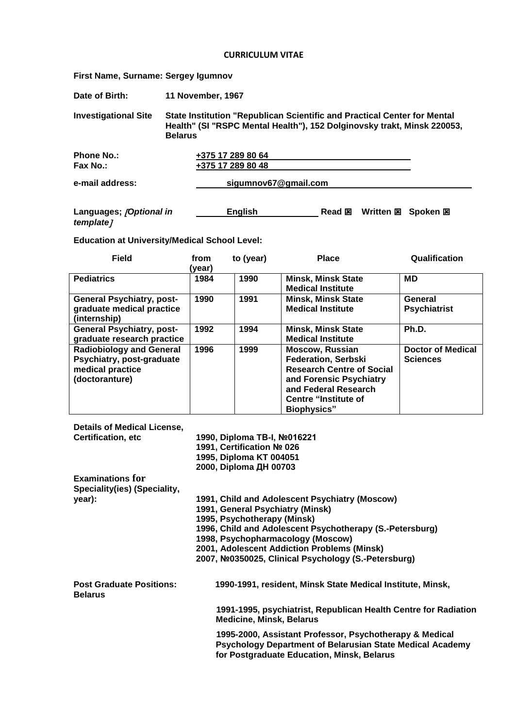**CURRICULUM VITAE**

**First Name, Surname: Sergey Igumnov**

**Date of Birth:** **11 November, 1967**

**Investigational Site** **State Institution "Republican Scientific and Practical Center for Mental Health" (SI "RSPC Mental Health"), 152 Dolginovsky trakt, Minsk 220053, Belarus**

**Phone No.:** **+375 17 289 80 64**
**Fax No.:** **+375 17 289 80 48**

**e-mail address:** **sigumnov67@gmail.com**

**Languages; *[Optional in template]*** **English** **Read ☒ Written ☒ Spoken ☒**

**Education at University/Medical School Level:**

| Field | from (year) | to (year) | Place | Qualification |
|---|---|---|---|---|
| **Pediatrics** | **1984** | **1990** | **Minsk, Minsk State Medical Institute** | **MD** |
| **General Psychiatry, post-graduate medical practice (internship)** | **1990** | **1991** | **Minsk, Minsk State Medical Institute** | **General Psychiatrist** |
| **General Psychiatry, post-graduate research practice** | **1992** | **1994** | **Minsk, Minsk State Medical Institute** | **Ph.D.** |
| **Radiobiology and General Psychiatry, post-graduate medical practice (doctoranture)** | **1996** | **1999** | **Moscow, Russian Federation, Serbski Research Centre of Social and Forensic Psychiatry and Federal Research Centre "Institute of Biophysics"** | **Doctor of Medical Sciences** |

**Details of Medical License, Certification, etc**

**1990, Diploma TB-I, №016221**
**1991, Certification № 026**
**1995, Diploma KT 004051**
**2000, Diploma ДН 00703**

**Examinations for Speciality(ies) (Speciality, year):**

**1991, Child and Adolescent Psychiatry (Moscow)**
**1991, General Psychiatry (Minsk)**
**1995, Psychotherapy (Minsk)**
**1996, Child and Adolescent Psychotherapy (S.-Petersburg)**
**1998, Psychopharmacology (Moscow)**
**2001, Adolescent Addiction Problems (Minsk)**
**2007, №0350025, Clinical Psychology (S.-Petersburg)**

**Post Graduate Positions:**

**1990-1991, resident, Minsk State Medical Institute, Minsk, Belarus**

**1991-1995, psychiatrist, Republican Health Centre for Radiation Medicine, Minsk, Belarus**

**1995-2000, Assistant Professor, Psychotherapy & Medical Psychology Department of Belarusian State Medical Academy for Postgraduate Education, Minsk, Belarus**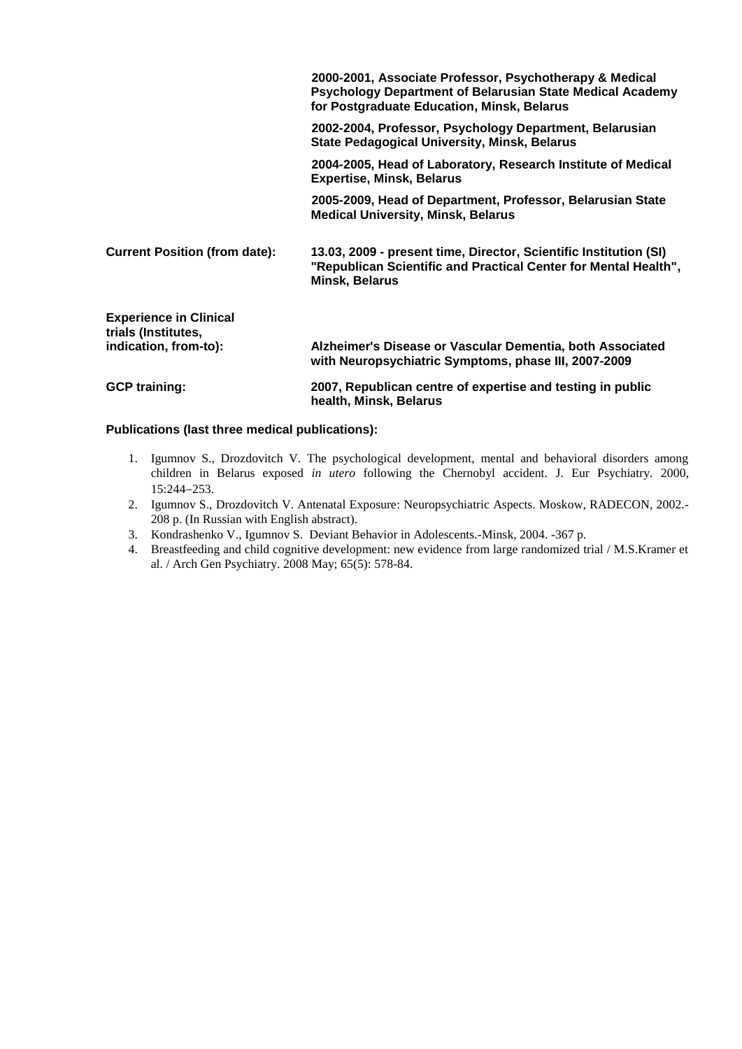| | |
|---|---|
| | **2000-2001, Associate Professor, Psychotherapy & Medical Psychology Department of Belarusian State Medical Academy for Postgraduate Education, Minsk, Belarus** |
| | **2002-2004, Professor, Psychology Department, Belarusian State Pedagogical University, Minsk, Belarus** |
| | **2004-2005, Head of Laboratory, Research Institute of Medical Expertise, Minsk, Belarus** |
| | **2005-2009, Head of Department, Professor, Belarusian State Medical University, Minsk, Belarus** |
| **Current Position (from date):** | **13.03, 2009 - present time, Director, Scientific Institution (SI) "Republican Scientific and Practical Center for Mental Health", Minsk, Belarus** |
| **Experience in Clinical trials (Institutes, indication, from-to):** | **Alzheimer's Disease or Vascular Dementia, both Associated with Neuropsychiatric Symptoms, phase III, 2007-2009** |
| **GCP training:** | **2007, Republican centre of expertise and testing in public health, Minsk, Belarus** |

**Publications (last three medical publications):**

1. Igumnov S., Drozdovitch V. The psychological development, mental and behavioral disorders among children in Belarus exposed *in utero* following the Chernobyl accident. J. Eur Psychiatry. 2000, 15:244–253.
2. Igumnov S., Drozdovitch V. Antenatal Exposure: Neuropsychiatric Aspects. Moskow, RADECON, 2002.- 208 p. (In Russian with English abstract).
3. Kondrashenko V., Igumnov S. Deviant Behavior in Adolescents.-Minsk, 2004. -367 p.
4. Breastfeeding and child cognitive development: new evidence from large randomized trial / M.S.Kramer et al. / Arch Gen Psychiatry. 2008 May; 65(5): 578-84.